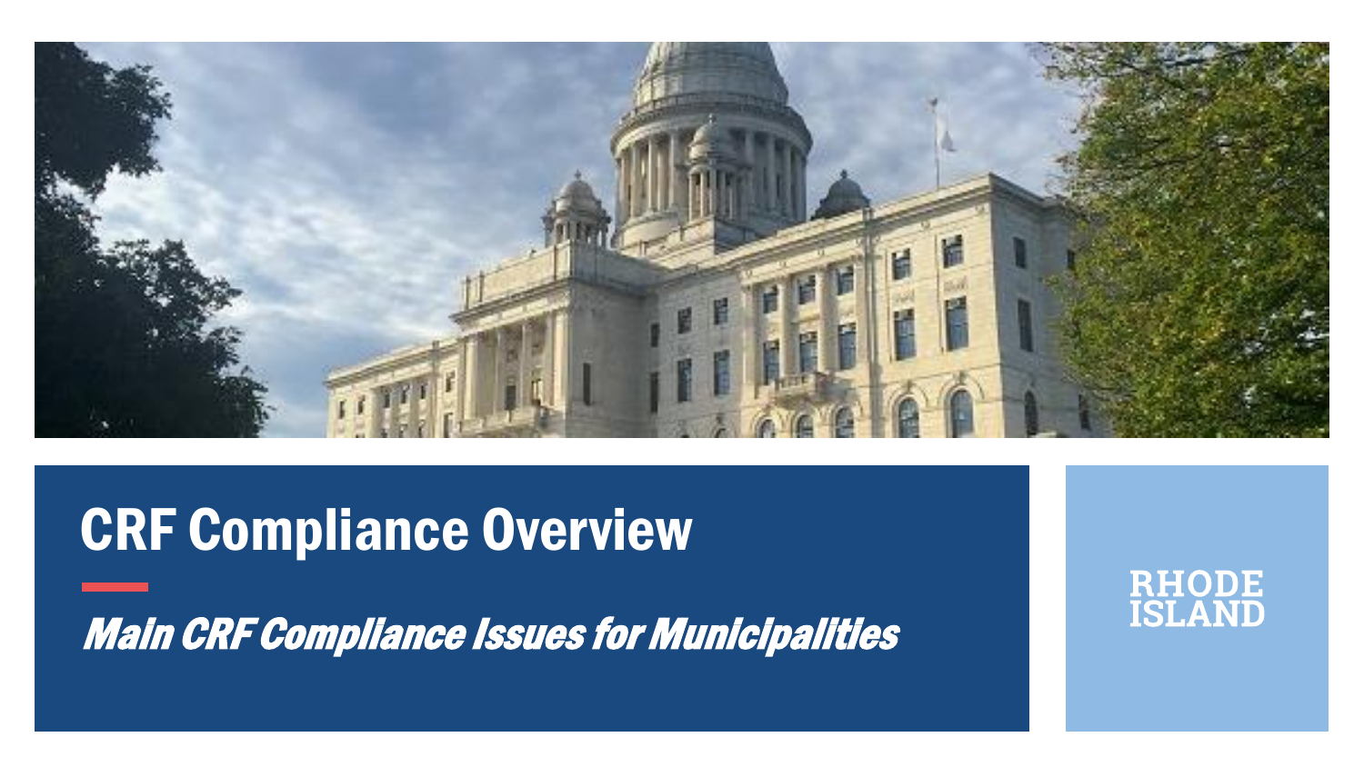# CRF Compliance Overview

***Main CRF Compliance Issues for Municipalities***

RHODE ISLAND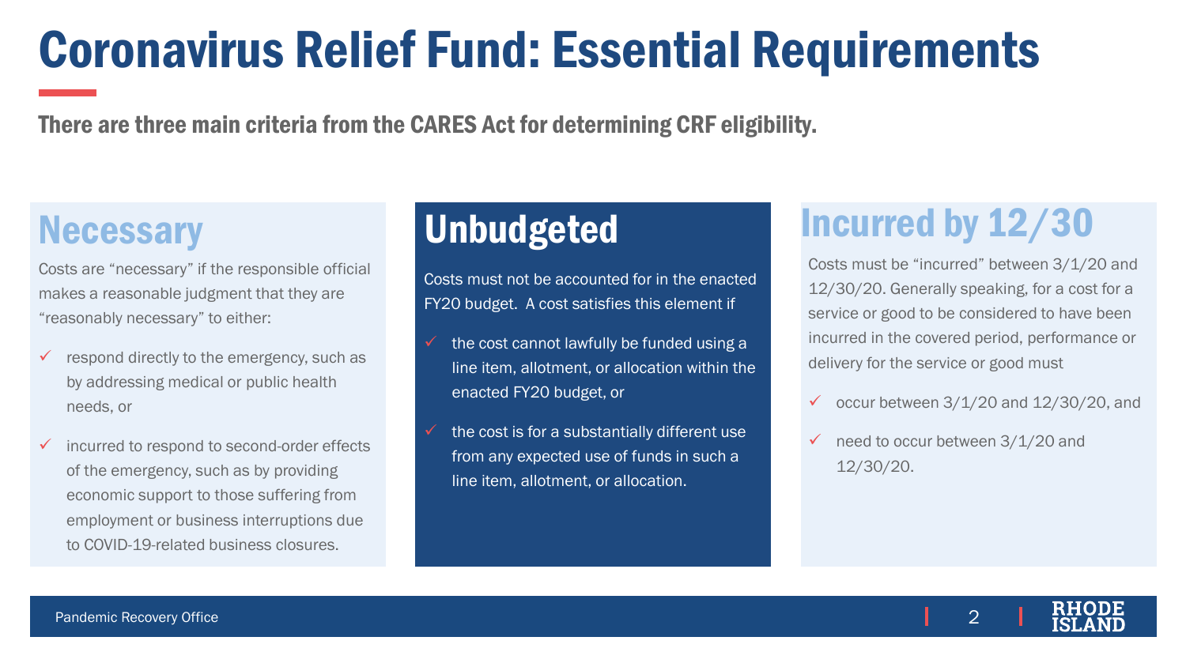# Coronavirus Relief Fund: Essential Requirements

**There are three main criteria from the CARES Act for determining CRF eligibility.**

## Necessary

Costs are “necessary” if the responsible official makes a reasonable judgment that they are “reasonably necessary” to either:

- ✓ respond directly to the emergency, such as by addressing medical or public health needs, or
- ✓ incurred to respond to second-order effects of the emergency, such as by providing economic support to those suffering from employment or business interruptions due to COVID-19-related business closures.

## Unbudgeted

Costs must not be accounted for in the enacted FY20 budget. A cost satisfies this element if

- ✓ the cost cannot lawfully be funded using a line item, allotment, or allocation within the enacted FY20 budget, or
- ✓ the cost is for a substantially different use from any expected use of funds in such a line item, allotment, or allocation.

## Incurred by 12/30

Costs must be “incurred” between 3/1/20 and 12/30/20. Generally speaking, for a cost for a service or good to be considered to have been incurred in the covered period, performance or delivery for the service or good must

- ✓ occur between 3/1/20 and 12/30/20, and
- ✓ need to occur between 3/1/20 and 12/30/20.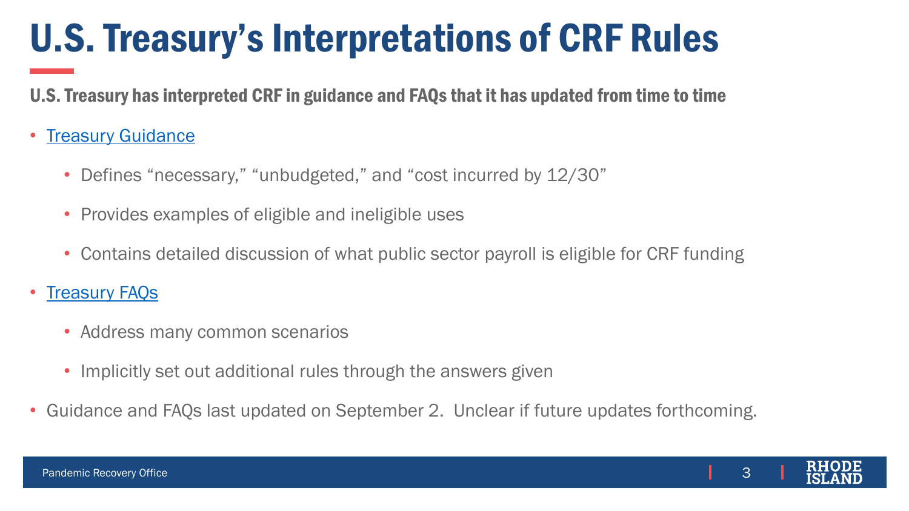# U.S. Treasury's Interpretations of CRF Rules

**U.S. Treasury has interpreted CRF in guidance and FAQs that it has updated from time to time**

- Treasury Guidance
  - Defines "necessary," "unbudgeted," and "cost incurred by 12/30"
  - Provides examples of eligible and ineligible uses
  - Contains detailed discussion of what public sector payroll is eligible for CRF funding
- Treasury FAQs
  - Address many common scenarios
  - Implicitly set out additional rules through the answers given
- Guidance and FAQs last updated on September 2. Unclear if future updates forthcoming.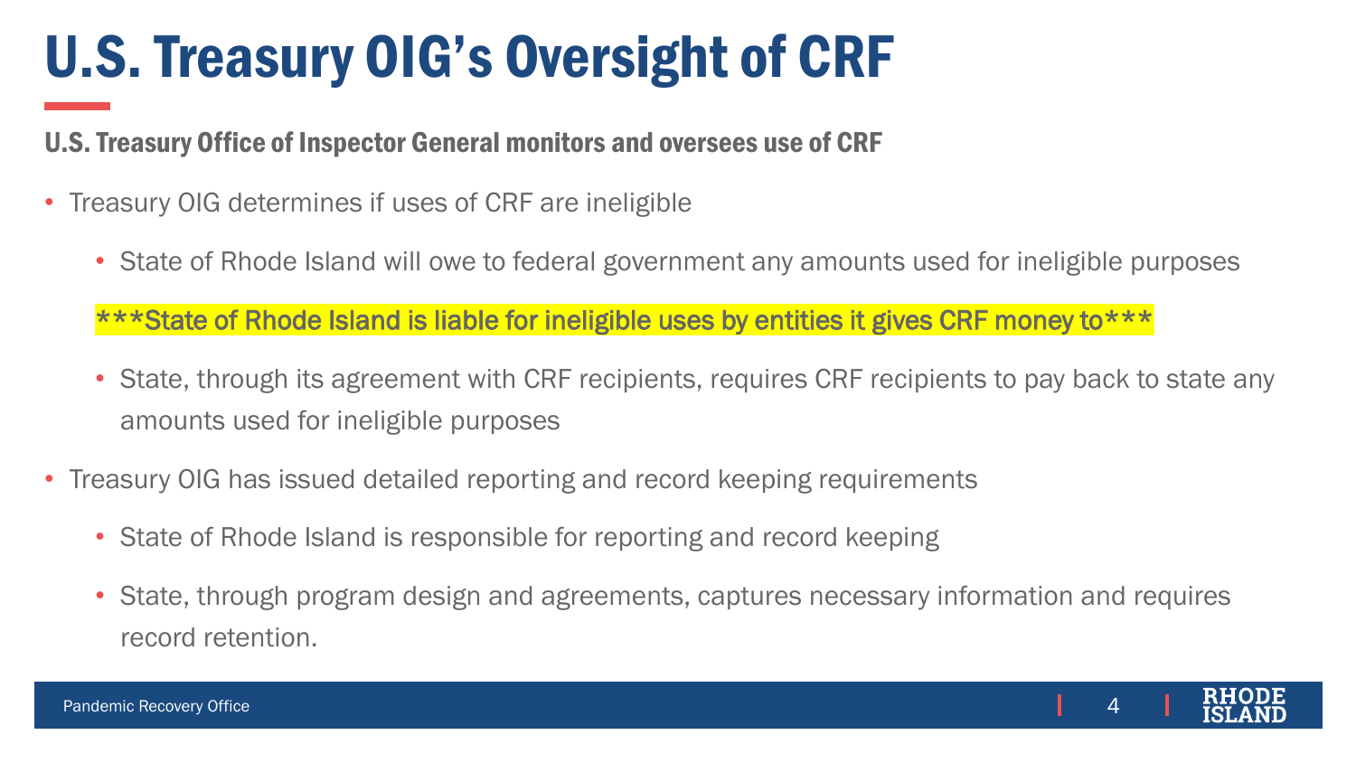# U.S. Treasury OIG's Oversight of CRF

**U.S. Treasury Office of Inspector General monitors and oversees use of CRF**

- Treasury OIG determines if uses of CRF are ineligible
  - State of Rhode Island will owe to federal government any amounts used for ineligible purposes

  ***State of Rhode Island is liable for ineligible uses by entities it gives CRF money to***

  - State, through its agreement with CRF recipients, requires CRF recipients to pay back to state any amounts used for ineligible purposes
- Treasury OIG has issued detailed reporting and record keeping requirements
  - State of Rhode Island is responsible for reporting and record keeping
  - State, through program design and agreements, captures necessary information and requires record retention.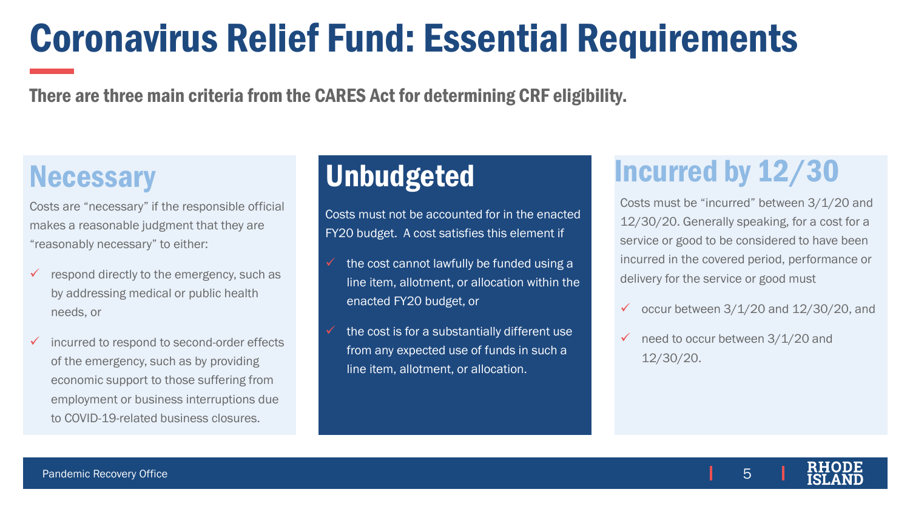# Coronavirus Relief Fund: Essential Requirements

**There are three main criteria from the CARES Act for determining CRF eligibility.**

## Necessary

Costs are “necessary” if the responsible official makes a reasonable judgment that they are “reasonably necessary” to either:

- ✓ respond directly to the emergency, such as by addressing medical or public health needs, or
- ✓ incurred to respond to second-order effects of the emergency, such as by providing economic support to those suffering from employment or business interruptions due to COVID-19-related business closures.

## Unbudgeted

Costs must not be accounted for in the enacted FY20 budget. A cost satisfies this element if

- ✓ the cost cannot lawfully be funded using a line item, allotment, or allocation within the enacted FY20 budget, or
- ✓ the cost is for a substantially different use from any expected use of funds in such a line item, allotment, or allocation.

## Incurred by 12/30

Costs must be “incurred” between 3/1/20 and 12/30/20. Generally speaking, for a cost for a service or good to be considered to have been incurred in the covered period, performance or delivery for the service or good must

- ✓ occur between 3/1/20 and 12/30/20, and
- ✓ need to occur between 3/1/20 and 12/30/20.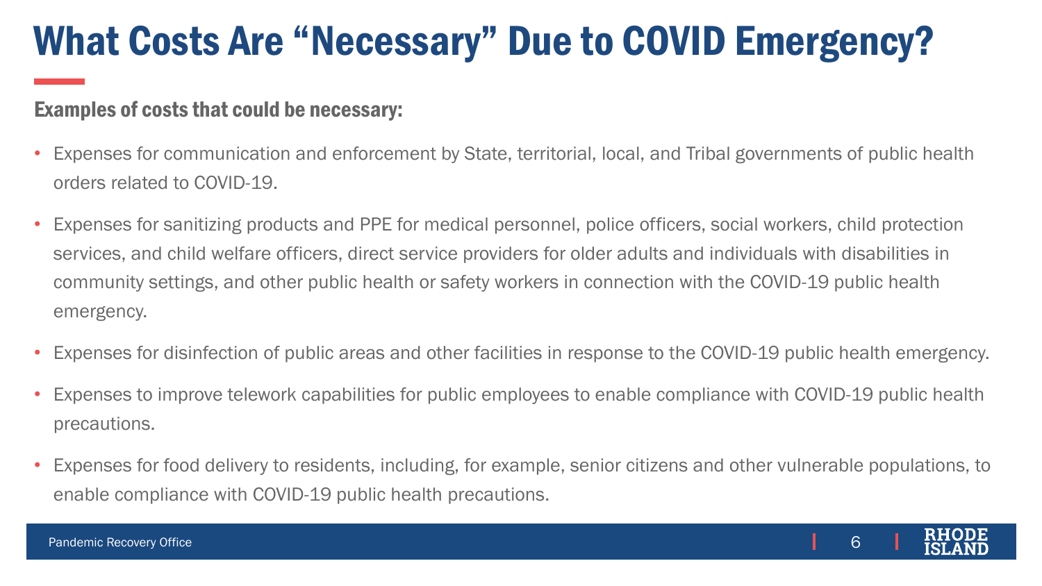# What Costs Are "Necessary" Due to COVID Emergency?

**Examples of costs that could be necessary:**

- Expenses for communication and enforcement by State, territorial, local, and Tribal governments of public health orders related to COVID-19.
- Expenses for sanitizing products and PPE for medical personnel, police officers, social workers, child protection services, and child welfare officers, direct service providers for older adults and individuals with disabilities in community settings, and other public health or safety workers in connection with the COVID-19 public health emergency.
- Expenses for disinfection of public areas and other facilities in response to the COVID-19 public health emergency.
- Expenses to improve telework capabilities for public employees to enable compliance with COVID-19 public health precautions.
- Expenses for food delivery to residents, including, for example, senior citizens and other vulnerable populations, to enable compliance with COVID-19 public health precautions.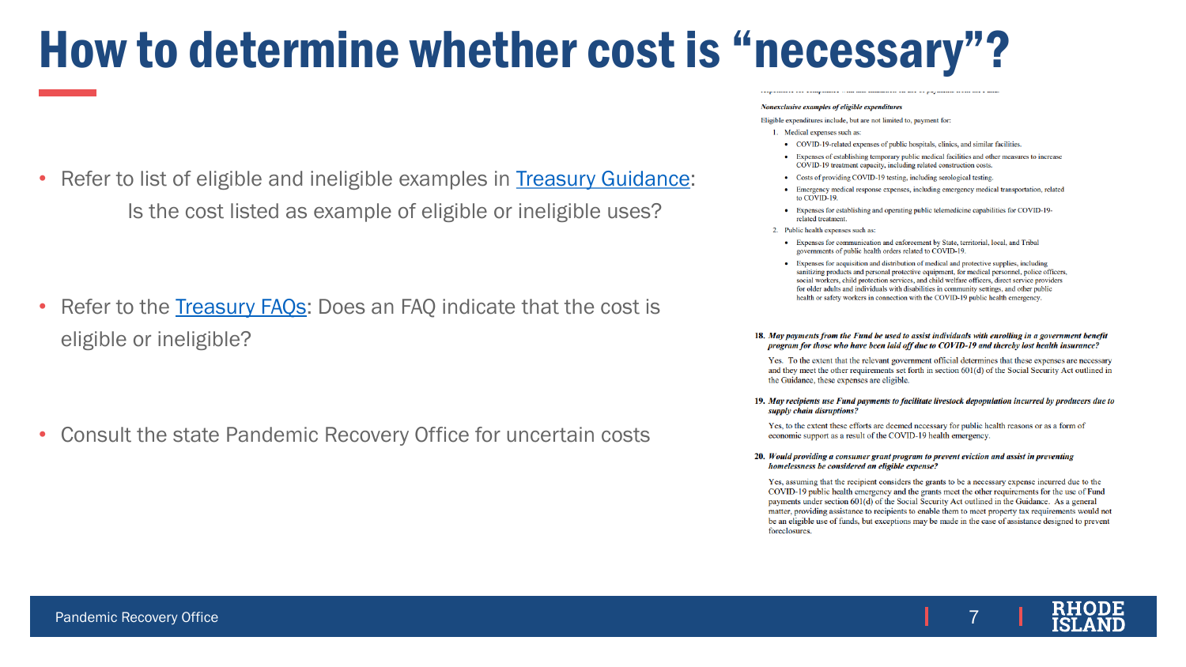# How to determine whether cost is "necessary"?

- Refer to list of eligible and ineligible examples in Treasury Guidance:
  Is the cost listed as example of eligible or ineligible uses?

- Refer to the Treasury FAQs: Does an FAQ indicate that the cost is eligible or ineligible?

- Consult the state Pandemic Recovery Office for uncertain costs

*Nonexclusive examples of eligible expenditures*

Eligible expenditures include, but are not limited to, payment for:

1. Medical expenses such as:
   - COVID-19-related expenses of public hospitals, clinics, and similar facilities.
   - Expenses of establishing temporary public medical facilities and other measures to increase COVID-19 treatment capacity, including related construction costs.
   - Costs of providing COVID-19 testing, including serological testing.
   - Emergency medical response expenses, including emergency medical transportation, related to COVID-19.
   - Expenses for establishing and operating public telemedicine capabilities for COVID-19-related treatment.
2. Public health expenses such as:
   - Expenses for communication and enforcement by State, territorial, local, and Tribal governments of public health orders related to COVID-19.
   - Expenses for acquisition and distribution of medical and protective supplies, including sanitizing products and personal protective equipment, for medical personnel, police officers, social workers, child protection services, and child welfare officers, direct service providers for older adults and individuals with disabilities in community settings, and other public health or safety workers in connection with the COVID-19 public health emergency.

**18. *May payments from the Fund be used to assist individuals with enrolling in a government benefit program for those who have been laid off due to COVID-19 and thereby lost health insurance?***

Yes. To the extent that the relevant government official determines that these expenses are necessary and they meet the other requirements set forth in section 601(d) of the Social Security Act outlined in the Guidance, these expenses are eligible.

**19. *May recipients use Fund payments to facilitate livestock depopulation incurred by producers due to supply chain disruptions?***

Yes, to the extent these efforts are deemed necessary for public health reasons or as a form of economic support as a result of the COVID-19 health emergency.

**20. *Would providing a consumer grant program to prevent eviction and assist in preventing homelessness be considered an eligible expense?***

Yes, assuming that the recipient considers the grants to be a necessary expense incurred due to the COVID-19 public health emergency and the grants meet the other requirements for the use of Fund payments under section 601(d) of the Social Security Act outlined in the Guidance. As a general matter, providing assistance to recipients to enable them to meet property tax requirements would not be an eligible use of funds, but exceptions may be made in the case of assistance designed to prevent foreclosures.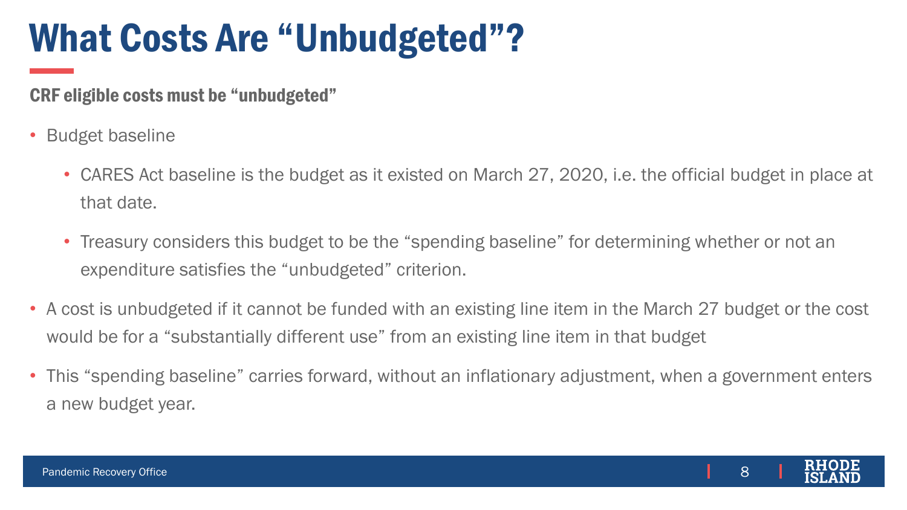# What Costs Are "Unbudgeted"?

**CRF eligible costs must be "unbudgeted"**

- Budget baseline
  - CARES Act baseline is the budget as it existed on March 27, 2020, i.e. the official budget in place at that date.
  - Treasury considers this budget to be the "spending baseline" for determining whether or not an expenditure satisfies the "unbudgeted" criterion.
- A cost is unbudgeted if it cannot be funded with an existing line item in the March 27 budget or the cost would be for a "substantially different use" from an existing line item in that budget
- This "spending baseline" carries forward, without an inflationary adjustment, when a government enters a new budget year.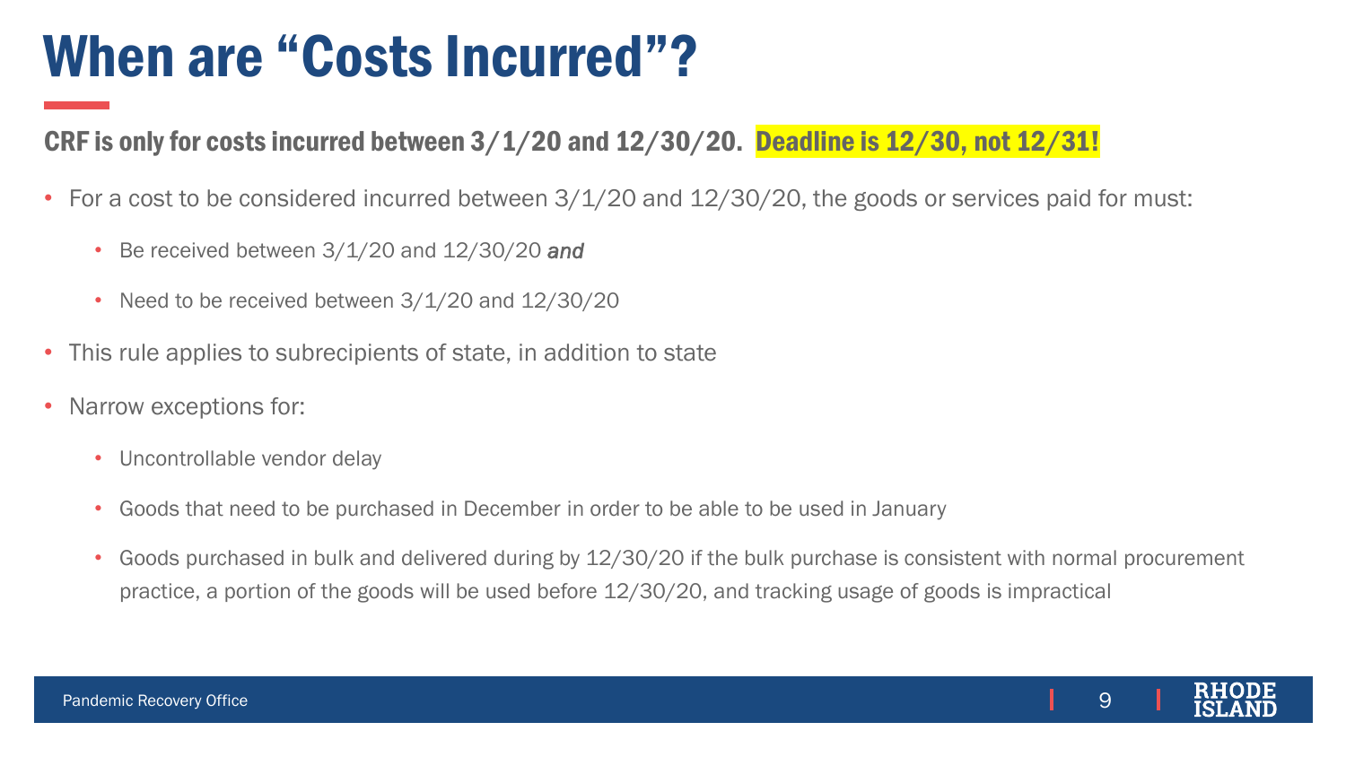# When are "Costs Incurred"?

**CRF is only for costs incurred between 3/1/20 and 12/30/20. Deadline is 12/30, not 12/31!**

- For a cost to be considered incurred between 3/1/20 and 12/30/20, the goods or services paid for must:
  - Be received between 3/1/20 and 12/30/20 ***and***
  - Need to be received between 3/1/20 and 12/30/20
- This rule applies to subrecipients of state, in addition to state
- Narrow exceptions for:
  - Uncontrollable vendor delay
  - Goods that need to be purchased in December in order to be able to be used in January
  - Goods purchased in bulk and delivered during by 12/30/20 if the bulk purchase is consistent with normal procurement practice, a portion of the goods will be used before 12/30/20, and tracking usage of goods is impractical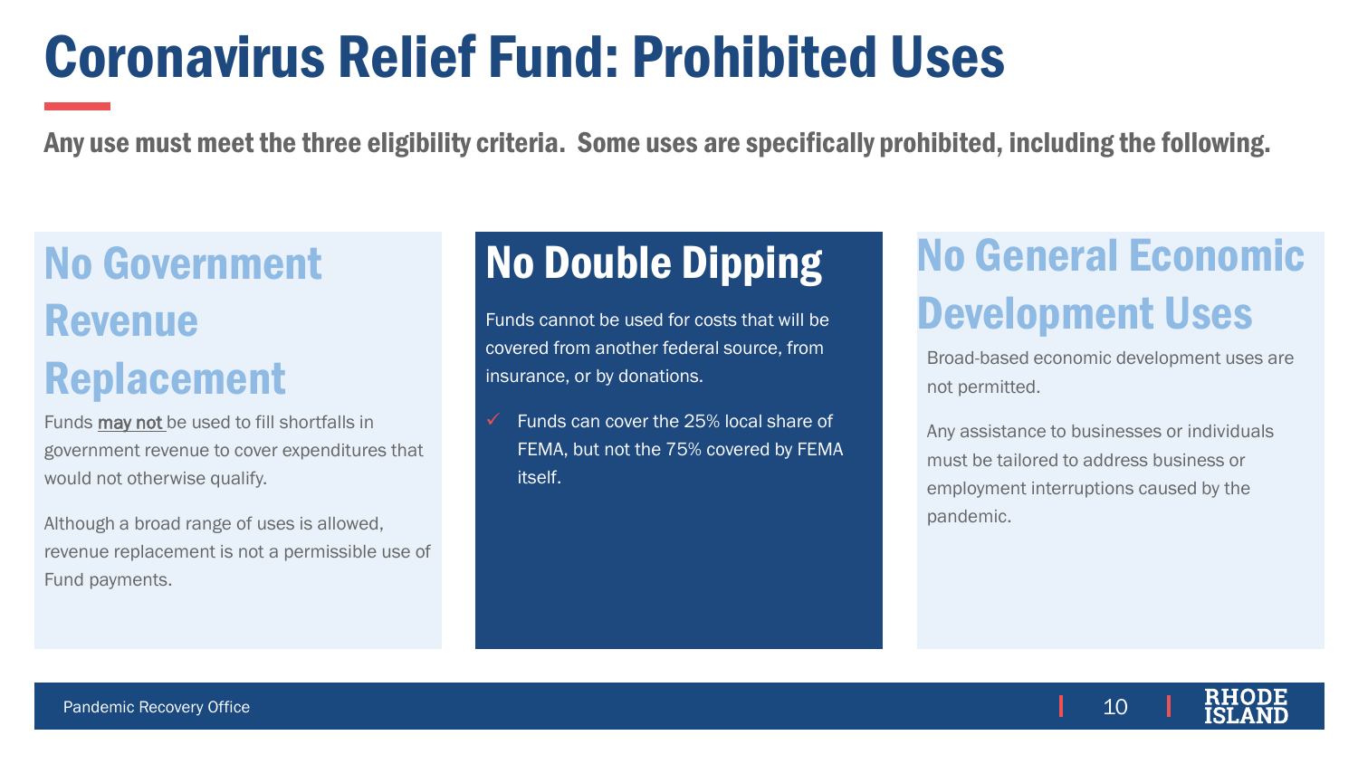# Coronavirus Relief Fund: Prohibited Uses

**Any use must meet the three eligibility criteria. Some uses are specifically prohibited, including the following.**

## No Government Revenue Replacement

Funds <u>may not</u> be used to fill shortfalls in government revenue to cover expenditures that would not otherwise qualify.

Although a broad range of uses is allowed, revenue replacement is not a permissible use of Fund payments.

## No Double Dipping

Funds cannot be used for costs that will be covered from another federal source, from insurance, or by donations.

- ✓ Funds can cover the 25% local share of FEMA, but not the 75% covered by FEMA itself.

## No General Economic Development Uses

Broad-based economic development uses are not permitted.

Any assistance to businesses or individuals must be tailored to address business or employment interruptions caused by the pandemic.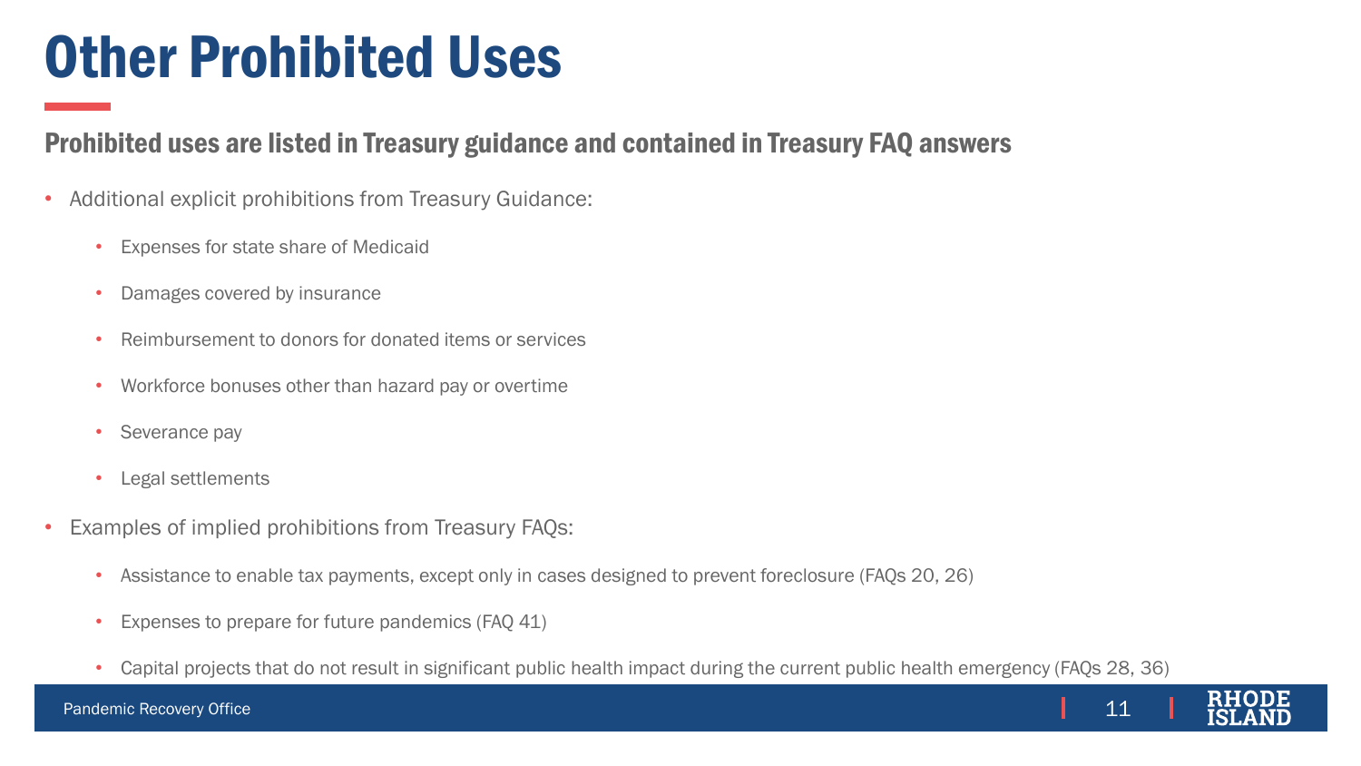# Other Prohibited Uses

## Prohibited uses are listed in Treasury guidance and contained in Treasury FAQ answers

- Additional explicit prohibitions from Treasury Guidance:
  - Expenses for state share of Medicaid
  - Damages covered by insurance
  - Reimbursement to donors for donated items or services
  - Workforce bonuses other than hazard pay or overtime
  - Severance pay
  - Legal settlements
- Examples of implied prohibitions from Treasury FAQs:
  - Assistance to enable tax payments, except only in cases designed to prevent foreclosure (FAQs 20, 26)
  - Expenses to prepare for future pandemics (FAQ 41)
  - Capital projects that do not result in significant public health impact during the current public health emergency (FAQs 28, 36)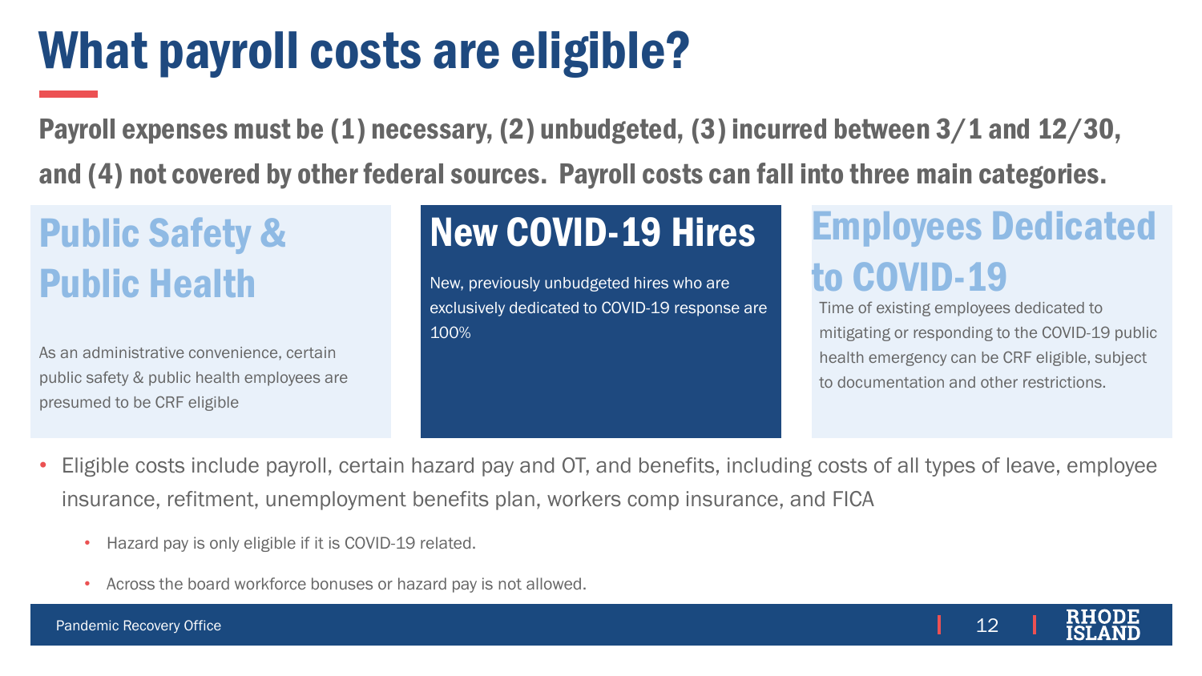# What payroll costs are eligible?

**Payroll expenses must be (1) necessary, (2) unbudgeted, (3) incurred between 3/1 and 12/30, and (4) not covered by other federal sources. Payroll costs can fall into three main categories.**

## Public Safety & Public Health

As an administrative convenience, certain public safety & public health employees are presumed to be CRF eligible

## New COVID-19 Hires

New, previously unbudgeted hires who are exclusively dedicated to COVID-19 response are 100%

## Employees Dedicated to COVID-19

Time of existing employees dedicated to mitigating or responding to the COVID-19 public health emergency can be CRF eligible, subject to documentation and other restrictions.

- Eligible costs include payroll, certain hazard pay and OT, and benefits, including costs of all types of leave, employee insurance, refitment, unemployment benefits plan, workers comp insurance, and FICA
  - Hazard pay is only eligible if it is COVID-19 related.
  - Across the board workforce bonuses or hazard pay is not allowed.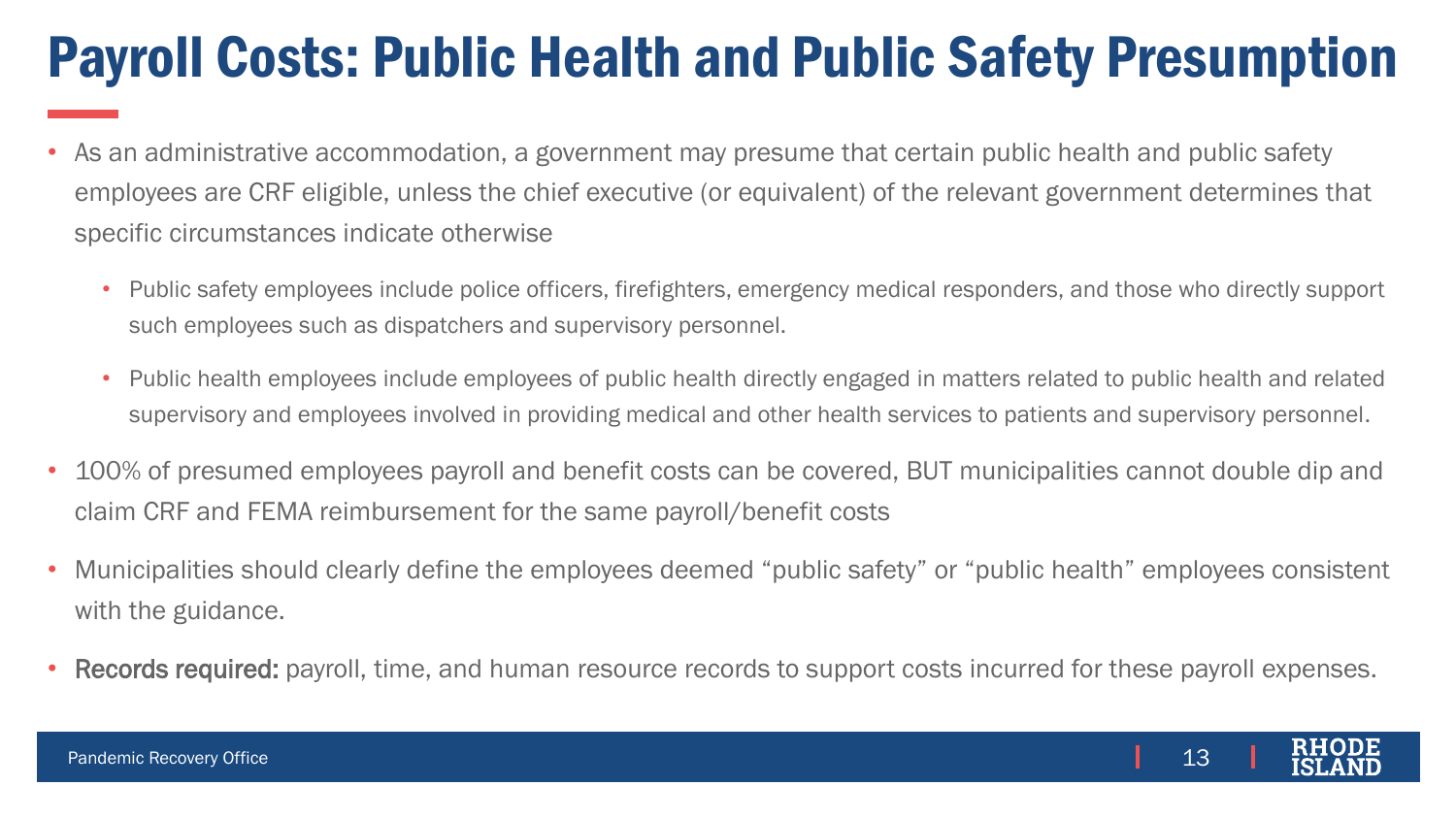# Payroll Costs: Public Health and Public Safety Presumption

- As an administrative accommodation, a government may presume that certain public health and public safety employees are CRF eligible, unless the chief executive (or equivalent) of the relevant government determines that specific circumstances indicate otherwise
  - Public safety employees include police officers, firefighters, emergency medical responders, and those who directly support such employees such as dispatchers and supervisory personnel.
  - Public health employees include employees of public health directly engaged in matters related to public health and related supervisory and employees involved in providing medical and other health services to patients and supervisory personnel.
- 100% of presumed employees payroll and benefit costs can be covered, BUT municipalities cannot double dip and claim CRF and FEMA reimbursement for the same payroll/benefit costs
- Municipalities should clearly define the employees deemed "public safety" or "public health" employees consistent with the guidance.
- **Records required:** payroll, time, and human resource records to support costs incurred for these payroll expenses.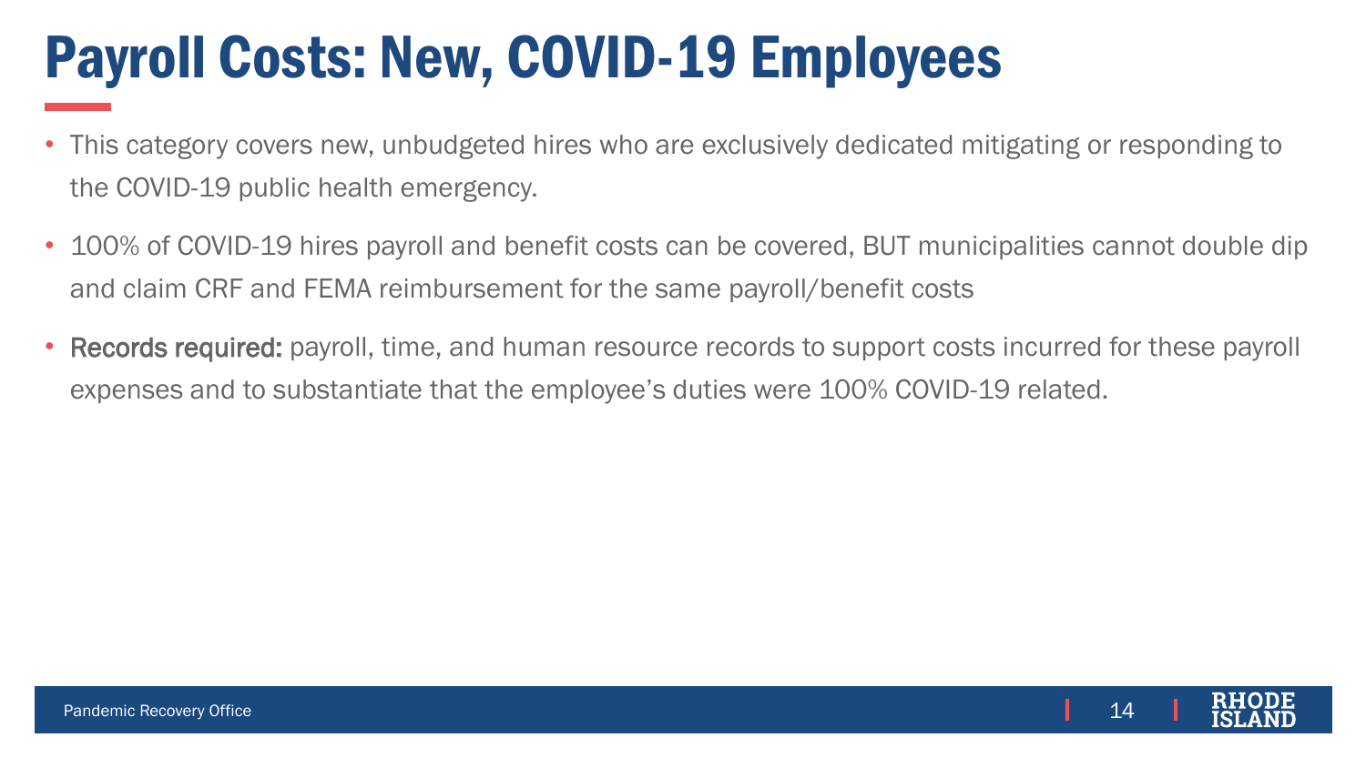# Payroll Costs: New, COVID-19 Employees

- This category covers new, unbudgeted hires who are exclusively dedicated mitigating or responding to the COVID-19 public health emergency.
- 100% of COVID-19 hires payroll and benefit costs can be covered, BUT municipalities cannot double dip and claim CRF and FEMA reimbursement for the same payroll/benefit costs
- **Records required:** payroll, time, and human resource records to support costs incurred for these payroll expenses and to substantiate that the employee's duties were 100% COVID-19 related.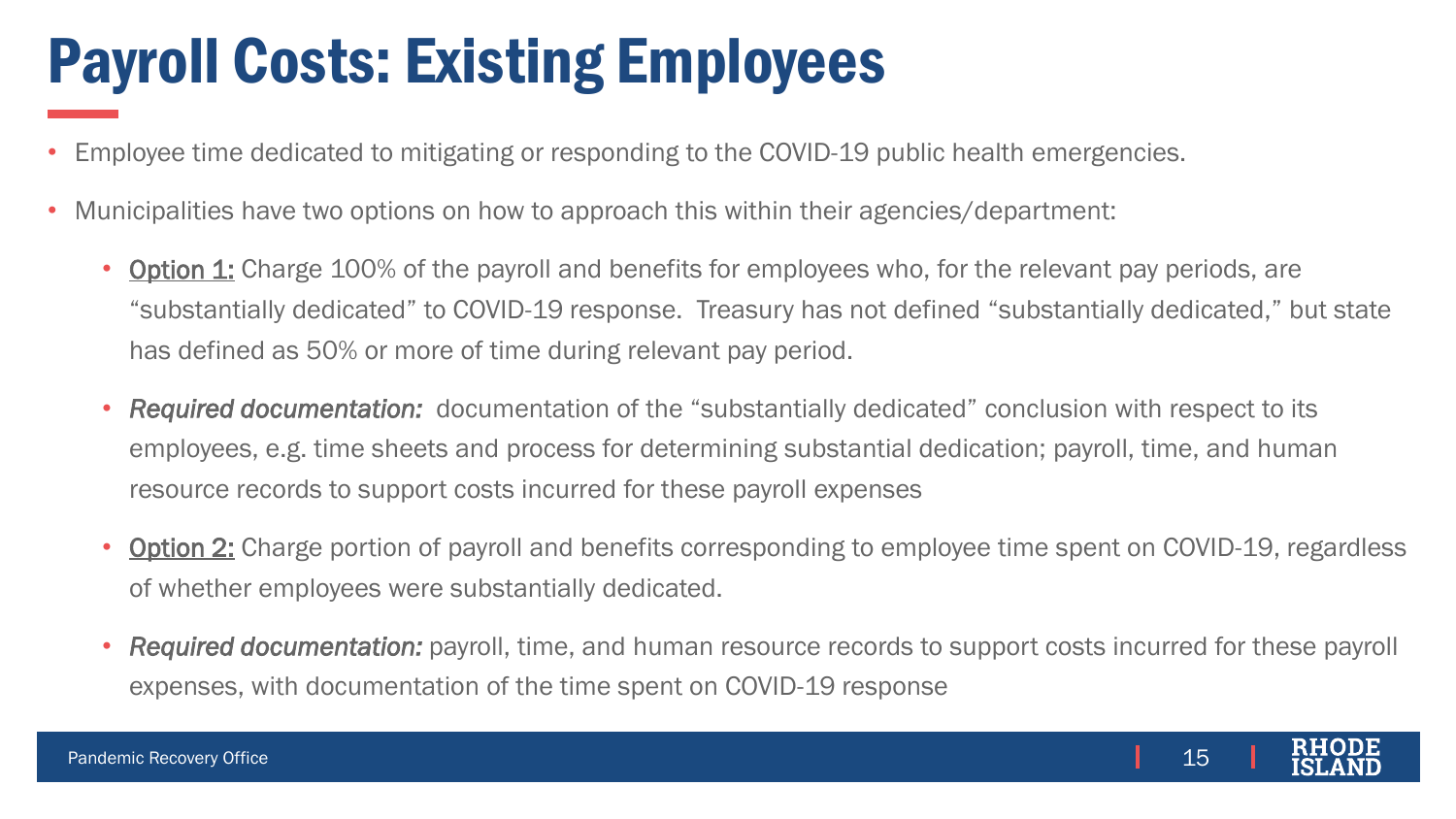# Payroll Costs: Existing Employees

- Employee time dedicated to mitigating or responding to the COVID-19 public health emergencies.
- Municipalities have two options on how to approach this within their agencies/department:
  - <u>Option 1:</u> Charge 100% of the payroll and benefits for employees who, for the relevant pay periods, are "substantially dedicated" to COVID-19 response. Treasury has not defined "substantially dedicated," but state has defined as 50% or more of time during relevant pay period.
  - *Required documentation:* documentation of the "substantially dedicated" conclusion with respect to its employees, e.g. time sheets and process for determining substantial dedication; payroll, time, and human resource records to support costs incurred for these payroll expenses
  - <u>Option 2:</u> Charge portion of payroll and benefits corresponding to employee time spent on COVID-19, regardless of whether employees were substantially dedicated.
  - *Required documentation:* payroll, time, and human resource records to support costs incurred for these payroll expenses, with documentation of the time spent on COVID-19 response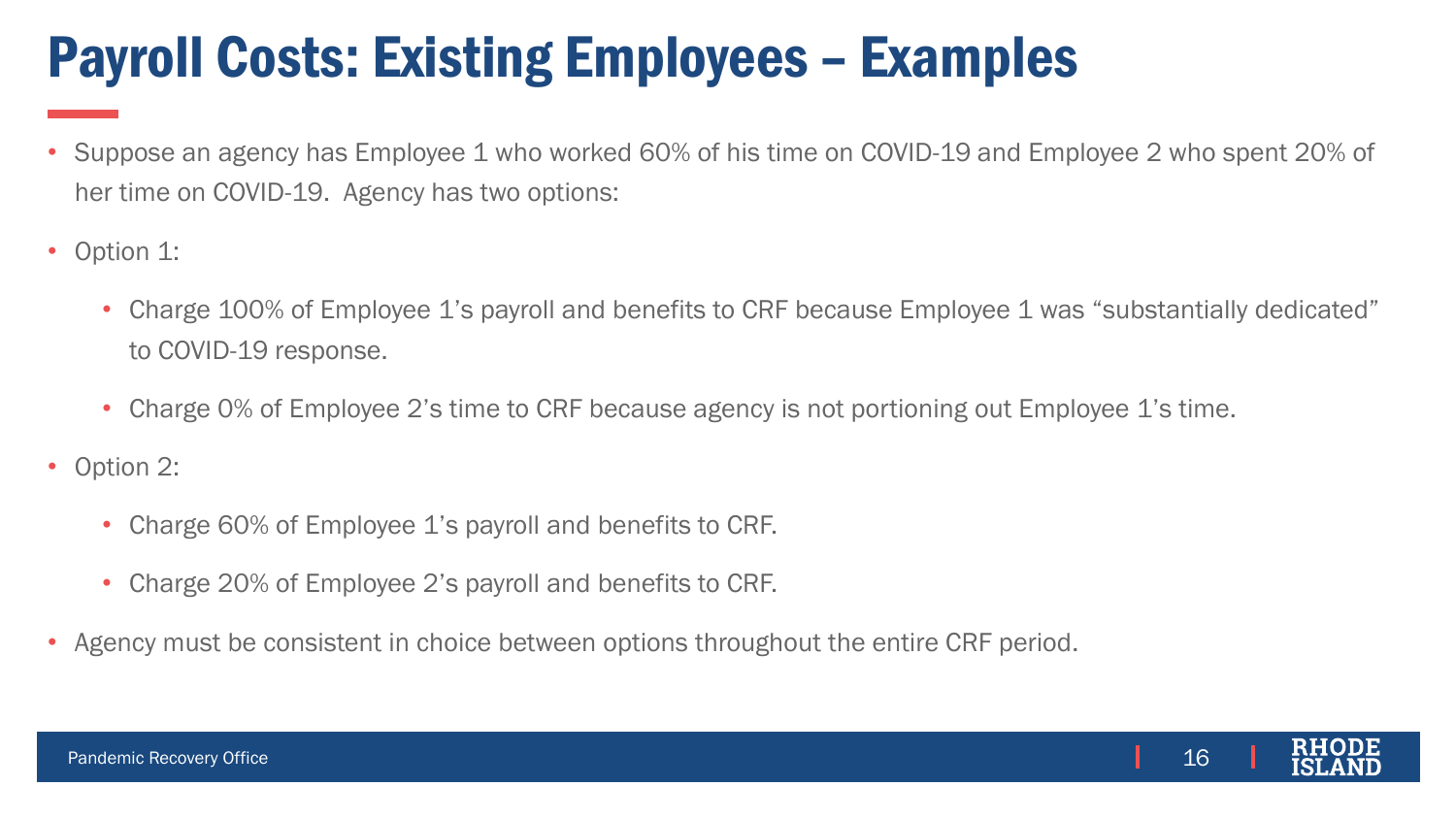# Payroll Costs: Existing Employees – Examples

- Suppose an agency has Employee 1 who worked 60% of his time on COVID-19 and Employee 2 who spent 20% of her time on COVID-19. Agency has two options:
- Option 1:
  - Charge 100% of Employee 1's payroll and benefits to CRF because Employee 1 was "substantially dedicated" to COVID-19 response.
  - Charge 0% of Employee 2's time to CRF because agency is not portioning out Employee 1's time.
- Option 2:
  - Charge 60% of Employee 1's payroll and benefits to CRF.
  - Charge 20% of Employee 2's payroll and benefits to CRF.
- Agency must be consistent in choice between options throughout the entire CRF period.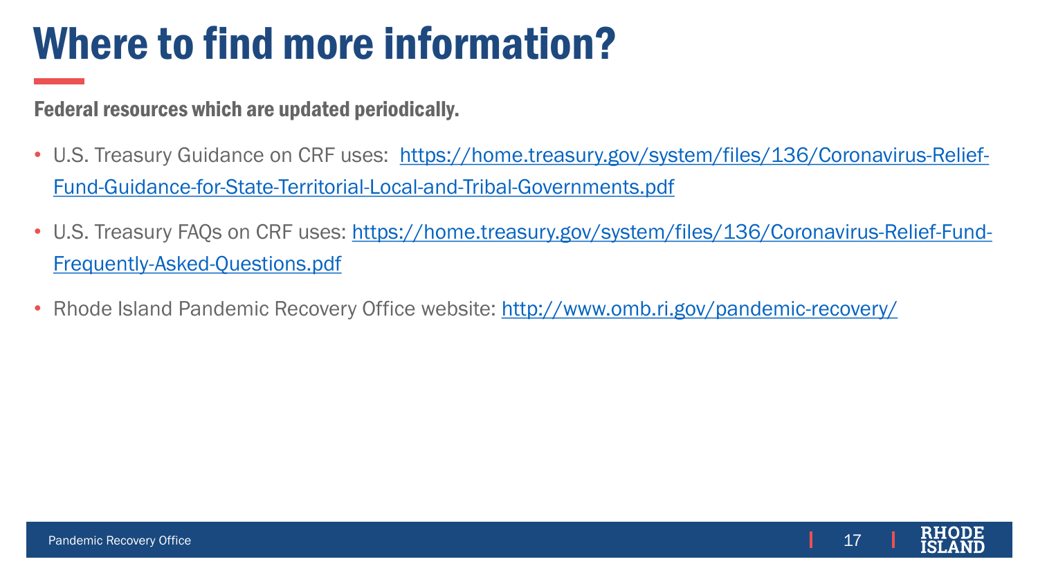# Where to find more information?

**Federal resources which are updated periodically.**

- U.S. Treasury Guidance on CRF uses: https://home.treasury.gov/system/files/136/Coronavirus-Relief-Fund-Guidance-for-State-Territorial-Local-and-Tribal-Governments.pdf
- U.S. Treasury FAQs on CRF uses: https://home.treasury.gov/system/files/136/Coronavirus-Relief-Fund-Frequently-Asked-Questions.pdf
- Rhode Island Pandemic Recovery Office website: http://www.omb.ri.gov/pandemic-recovery/